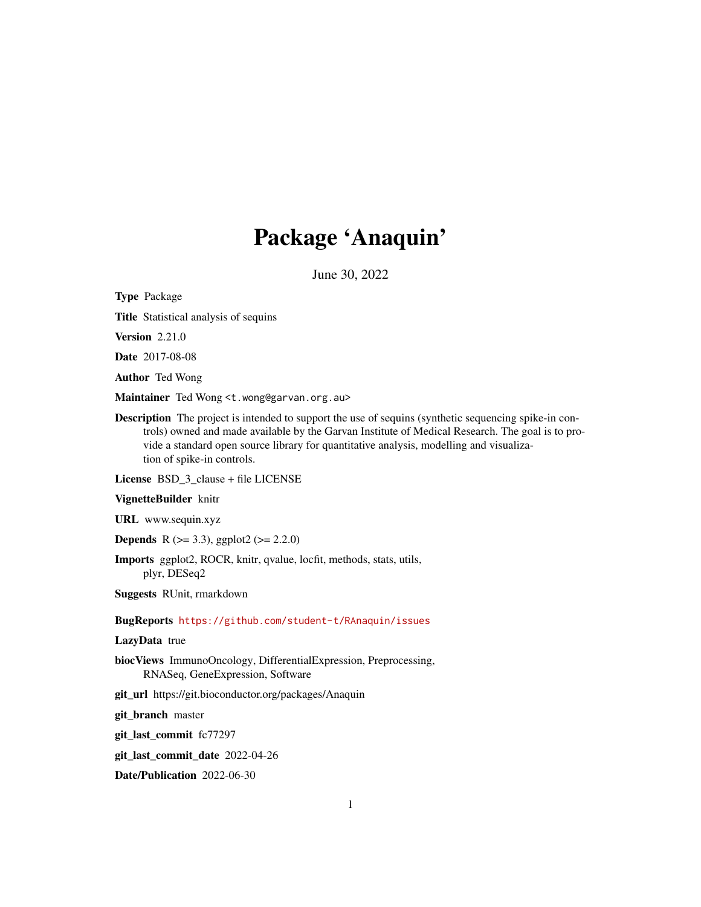# Package 'Anaquin'

June 30, 2022

**Type** Package

**Title** Statistical analysis of sequins

**Version** 2.21.0

**Date** 2017-08-08

**Author** Ted Wong

**Maintainer** Ted Wong <t.wong@garvan.org.au>

**Description** The project is intended to support the use of sequins (synthetic sequencing spike-in controls) owned and made available by the Garvan Institute of Medical Research. The goal is to provide a standard open source library for quantitative analysis, modelling and visualization of spike-in controls.

**License** BSD_3_clause + file LICENSE

**VignetteBuilder** knitr

**URL** www.sequin.xyz

**Depends** R (>= 3.3), ggplot2 (>= 2.2.0)

**Imports** ggplot2, ROCR, knitr, qvalue, locfit, methods, stats, utils, plyr, DESeq2

**Suggests** RUnit, rmarkdown

**BugReports** https://github.com/student-t/RAnaquin/issues

**LazyData** true

**biocViews** ImmunoOncology, DifferentialExpression, Preprocessing, RNASeq, GeneExpression, Software

**git_url** https://git.bioconductor.org/packages/Anaquin

**git_branch** master

**git_last_commit** fc77297

**git_last_commit_date** 2022-04-26

**Date/Publication** 2022-06-30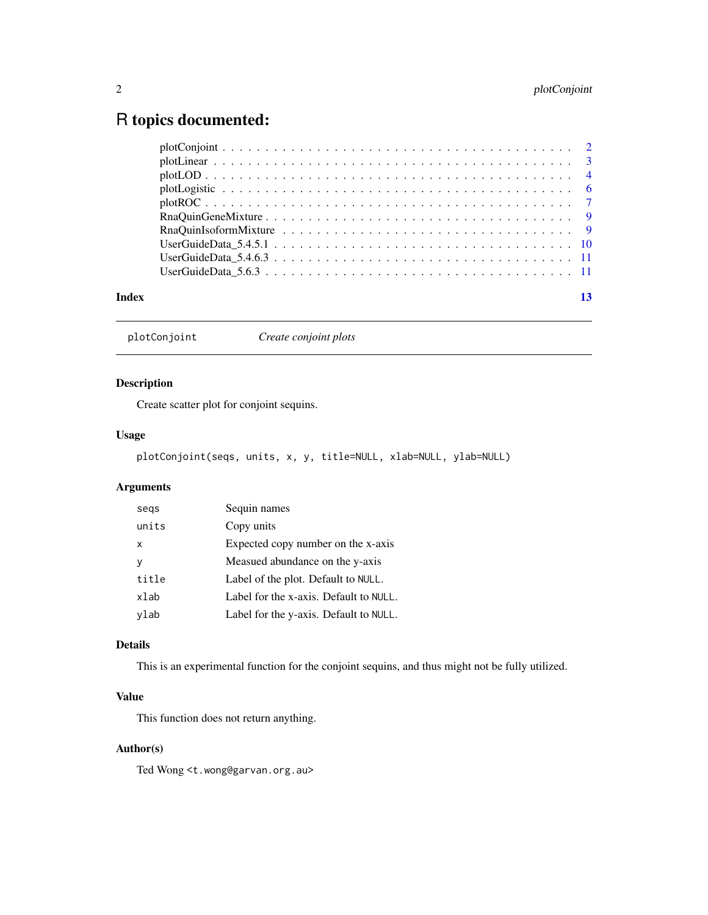# R topics documented:

| | |
|---|---|
| plotConjoint | 2 |
| plotLinear | 3 |
| plotLOD | 4 |
| plotLogistic | 6 |
| plotROC | 7 |
| RnaQuinGeneMixture | 9 |
| RnaQuinIsoformMixture | 9 |
| UserGuideData_5.4.5.1 | 10 |
| UserGuideData_5.4.6.3 | 11 |
| UserGuideData_5.6.3 | 11 |

**Index** **13**

---

`plotConjoint` *Create conjoint plots*

---

## Description

Create scatter plot for conjoint sequins.

## Usage

```
plotConjoint(seqs, units, x, y, title=NULL, xlab=NULL, ylab=NULL)
```

## Arguments

| | |
|---|---|
| `seqs` | Sequin names |
| `units` | Copy units |
| `x` | Expected copy number on the x-axis |
| `y` | Measued abundance on the y-axis |
| `title` | Label of the plot. Default to `NULL`. |
| `xlab` | Label for the x-axis. Default to `NULL`. |
| `ylab` | Label for the y-axis. Default to `NULL`. |

## Details

This is an experimental function for the conjoint sequins, and thus might not be fully utilized.

## Value

This function does not return anything.

## Author(s)

Ted Wong `<t.wong@garvan.org.au>`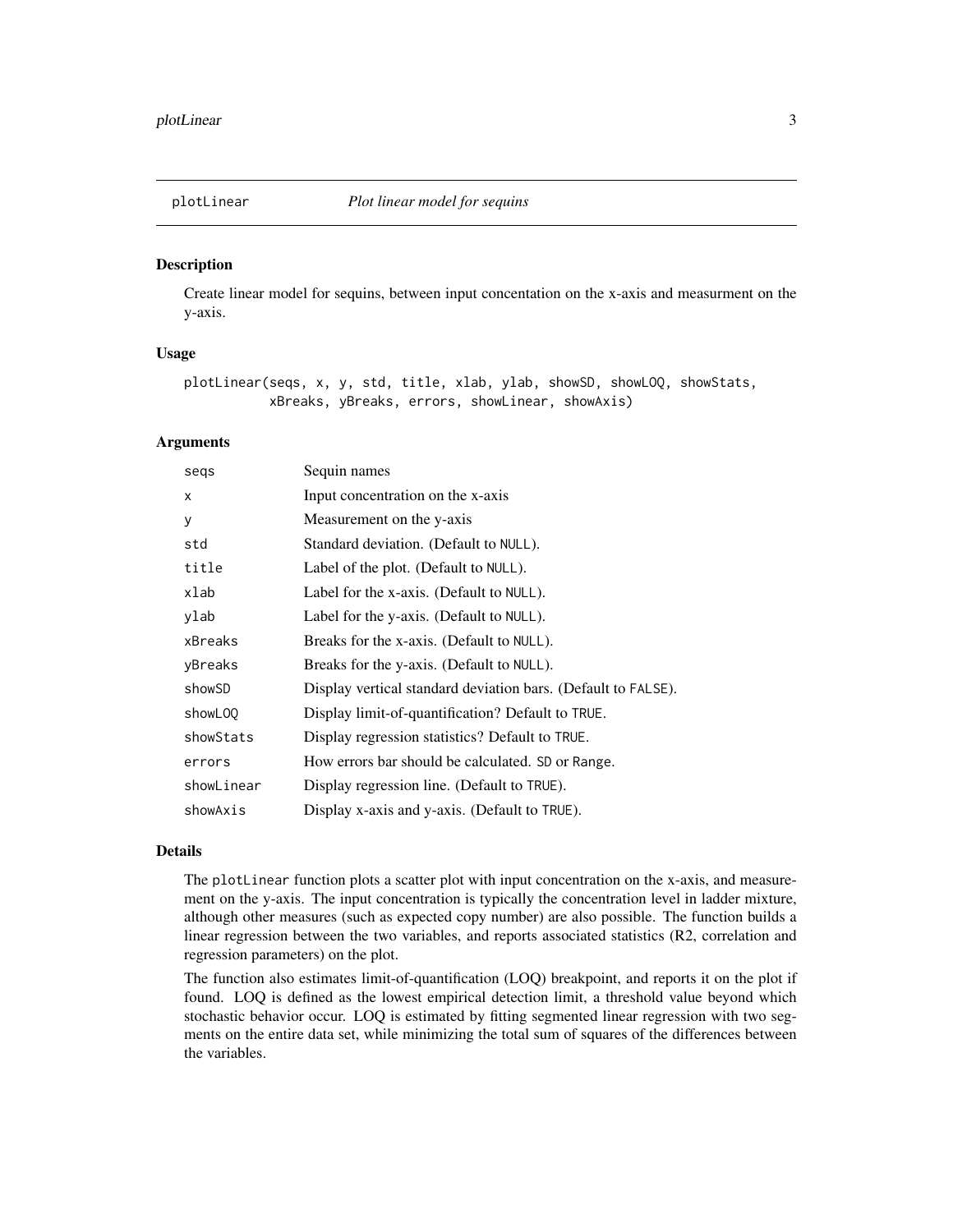## plotLinear *Plot linear model for sequins*

### Description

Create linear model for sequins, between input concentation on the x-axis and measurment on the y-axis.

### Usage

```
plotLinear(seqs, x, y, std, title, xlab, ylab, showSD, showLOQ, showStats,
           xBreaks, yBreaks, errors, showLinear, showAxis)
```

### Arguments

| | |
|---|---|
| `seqs` | Sequin names |
| `x` | Input concentration on the x-axis |
| `y` | Measurement on the y-axis |
| `std` | Standard deviation. (Default to `NULL`). |
| `title` | Label of the plot. (Default to `NULL`). |
| `xlab` | Label for the x-axis. (Default to `NULL`). |
| `ylab` | Label for the y-axis. (Default to `NULL`). |
| `xBreaks` | Breaks for the x-axis. (Default to `NULL`). |
| `yBreaks` | Breaks for the y-axis. (Default to `NULL`). |
| `showSD` | Display vertical standard deviation bars. (Default to `FALSE`). |
| `showLOQ` | Display limit-of-quantification? Default to `TRUE`. |
| `showStats` | Display regression statistics? Default to `TRUE`. |
| `errors` | How errors bar should be calculated. `SD` or `Range`. |
| `showLinear` | Display regression line. (Default to `TRUE`). |
| `showAxis` | Display x-axis and y-axis. (Default to `TRUE`). |

### Details

The `plotLinear` function plots a scatter plot with input concentration on the x-axis, and measurement on the y-axis. The input concentration is typically the concentration level in ladder mixture, although other measures (such as expected copy number) are also possible. The function builds a linear regression between the two variables, and reports associated statistics (R2, correlation and regression parameters) on the plot.

The function also estimates limit-of-quantification (LOQ) breakpoint, and reports it on the plot if found. LOQ is defined as the lowest empirical detection limit, a threshold value beyond which stochastic behavior occur. LOQ is estimated by fitting segmented linear regression with two segments on the entire data set, while minimizing the total sum of squares of the differences between the variables.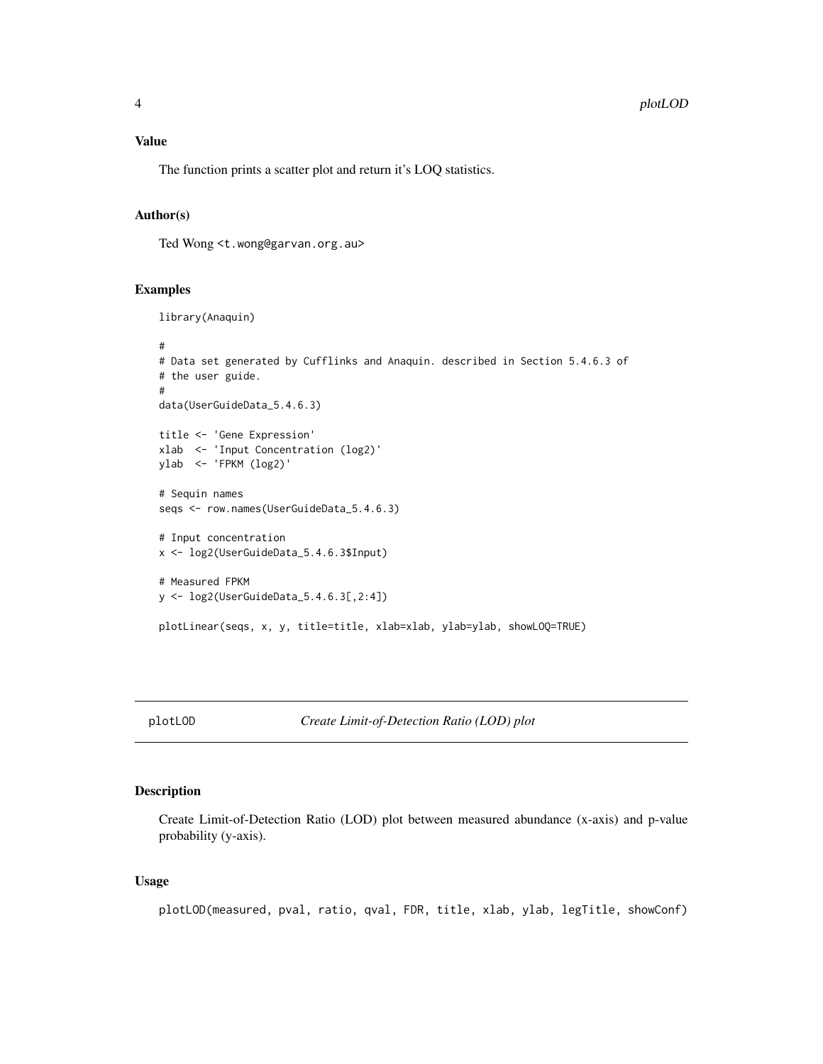### Value

The function prints a scatter plot and return it's LOQ statistics.

### Author(s)

Ted Wong <t.wong@garvan.org.au>

### Examples

```
library(Anaquin)

#
# Data set generated by Cufflinks and Anaquin. described in Section 5.4.6.3 of
# the user guide.
#
data(UserGuideData_5.4.6.3)

title <- 'Gene Expression'
xlab  <- 'Input Concentration (log2)'
ylab  <- 'FPKM (log2)'

# Sequin names
seqs <- row.names(UserGuideData_5.4.6.3)

# Input concentration
x <- log2(UserGuideData_5.4.6.3$Input)

# Measured FPKM
y <- log2(UserGuideData_5.4.6.3[,2:4])

plotLinear(seqs, x, y, title=title, xlab=xlab, ylab=ylab, showLOQ=TRUE)
```

---

## plotLOD — *Create Limit-of-Detection Ratio (LOD) plot*

---

### Description

Create Limit-of-Detection Ratio (LOD) plot between measured abundance (x-axis) and p-value probability (y-axis).

### Usage

```
plotLOD(measured, pval, ratio, qval, FDR, title, xlab, ylab, legTitle, showConf)
```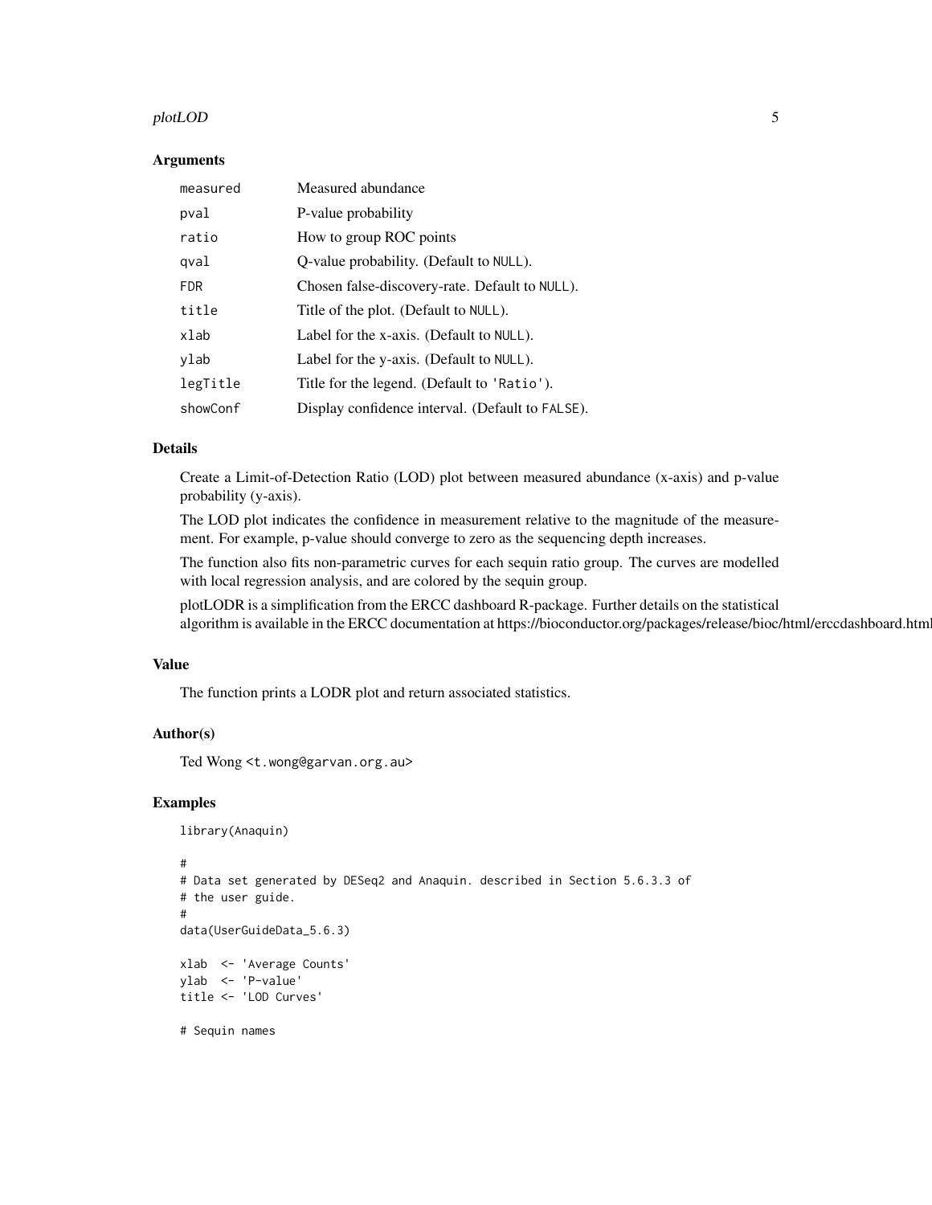## Arguments

| | |
|---|---|
| `measured` | Measured abundance |
| `pval` | P-value probability |
| `ratio` | How to group ROC points |
| `qval` | Q-value probability. (Default to `NULL`). |
| `FDR` | Chosen false-discovery-rate. Default to `NULL`). |
| `title` | Title of the plot. (Default to `NULL`). |
| `xlab` | Label for the x-axis. (Default to `NULL`). |
| `ylab` | Label for the y-axis. (Default to `NULL`). |
| `legTitle` | Title for the legend. (Default to `'Ratio'`). |
| `showConf` | Display confidence interval. (Default to `FALSE`). |

## Details

Create a Limit-of-Detection Ratio (LOD) plot between measured abundance (x-axis) and p-value probability (y-axis).

The LOD plot indicates the confidence in measurement relative to the magnitude of the measurement. For example, p-value should converge to zero as the sequencing depth increases.

The function also fits non-parametric curves for each sequin ratio group. The curves are modelled with local regression analysis, and are colored by the sequin group.

plotLODR is a simplification from the ERCC dashboard R-package. Further details on the statistical algorithm is available in the ERCC documentation at https://bioconductor.org/packages/release/bioc/html/erccdashboard.html

## Value

The function prints a LODR plot and return associated statistics.

## Author(s)

Ted Wong <t.wong@garvan.org.au>

## Examples

```
library(Anaquin)

#
# Data set generated by DESeq2 and Anaquin. described in Section 5.6.3.3 of
# the user guide.
#
data(UserGuideData_5.6.3)

xlab  <- 'Average Counts'
ylab  <- 'P-value'
title <- 'LOD Curves'

# Sequin names
```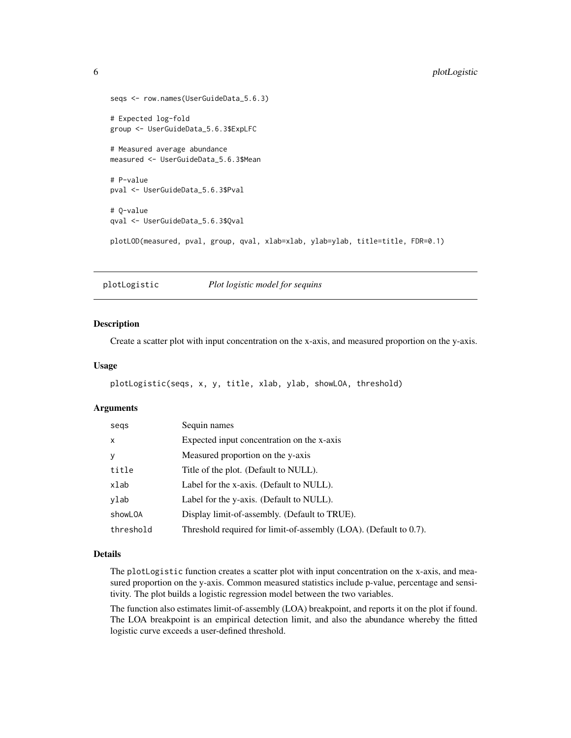```
seqs <- row.names(UserGuideData_5.6.3)

# Expected log-fold
group <- UserGuideData_5.6.3$ExpLFC

# Measured average abundance
measured <- UserGuideData_5.6.3$Mean

# P-value
pval <- UserGuideData_5.6.3$Pval

# Q-value
qval <- UserGuideData_5.6.3$Qval

plotLOD(measured, pval, group, qval, xlab=xlab, ylab=ylab, title=title, FDR=0.1)
```

## plotLogistic *Plot logistic model for sequins*

### Description

Create a scatter plot with input concentration on the x-axis, and measured proportion on the y-axis.

### Usage

```
plotLogistic(seqs, x, y, title, xlab, ylab, showLOA, threshold)
```

### Arguments

| | |
|---|---|
| seqs | Sequin names |
| x | Expected input concentration on the x-axis |
| y | Measured proportion on the y-axis |
| title | Title of the plot. (Default to NULL). |
| xlab | Label for the x-axis. (Default to NULL). |
| ylab | Label for the y-axis. (Default to NULL). |
| showLOA | Display limit-of-assembly. (Default to TRUE). |
| threshold | Threshold required for limit-of-assembly (LOA). (Default to 0.7). |

### Details

The plotLogistic function creates a scatter plot with input concentration on the x-axis, and measured proportion on the y-axis. Common measured statistics include p-value, percentage and sensitivity. The plot builds a logistic regression model between the two variables.

The function also estimates limit-of-assembly (LOA) breakpoint, and reports it on the plot if found. The LOA breakpoint is an empirical detection limit, and also the abundance whereby the fitted logistic curve exceeds a user-defined threshold.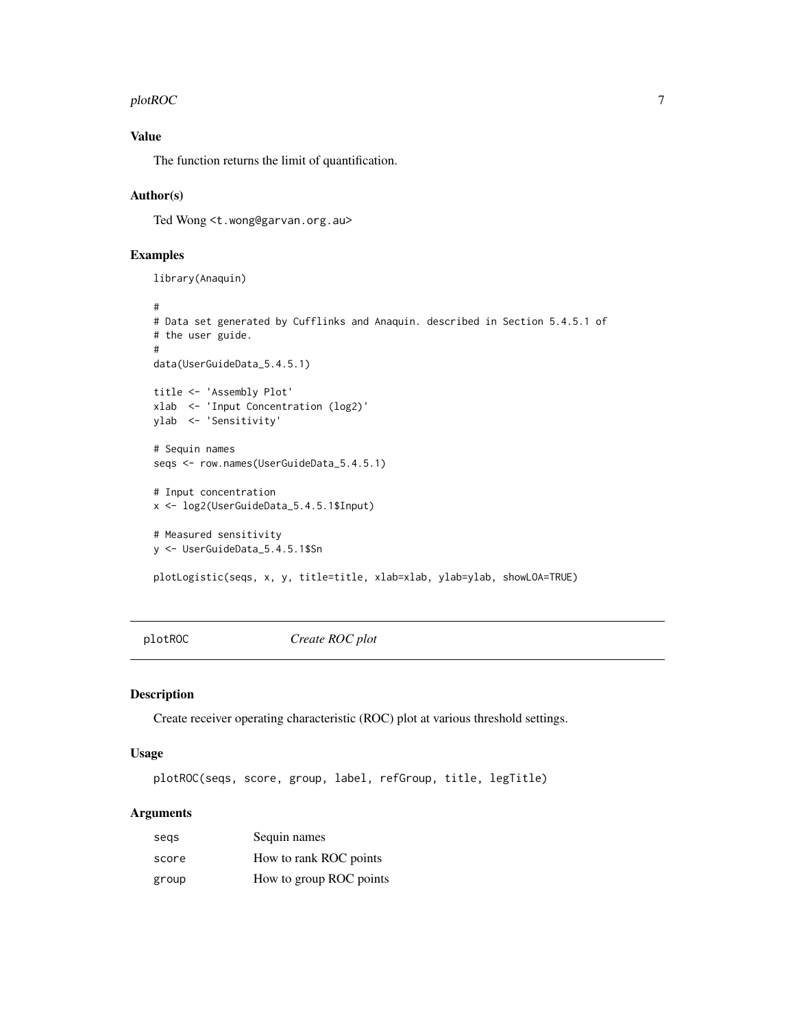### Value

The function returns the limit of quantification.

### Author(s)

Ted Wong <t.wong@garvan.org.au>

### Examples

```
library(Anaquin)

#
# Data set generated by Cufflinks and Anaquin. described in Section 5.4.5.1 of
# the user guide.
#
data(UserGuideData_5.4.5.1)

title <- 'Assembly Plot'
xlab  <- 'Input Concentration (log2)'
ylab  <- 'Sensitivity'

# Sequin names
seqs <- row.names(UserGuideData_5.4.5.1)

# Input concentration
x <- log2(UserGuideData_5.4.5.1$Input)

# Measured sensitivity
y <- UserGuideData_5.4.5.1$Sn

plotLogistic(seqs, x, y, title=title, xlab=xlab, ylab=ylab, showLOA=TRUE)
```

---

## plotROC *Create ROC plot*

---

### Description

Create receiver operating characteristic (ROC) plot at various threshold settings.

### Usage

```
plotROC(seqs, score, group, label, refGroup, title, legTitle)
```

### Arguments

| | |
|---|---|
| seqs | Sequin names |
| score | How to rank ROC points |
| group | How to group ROC points |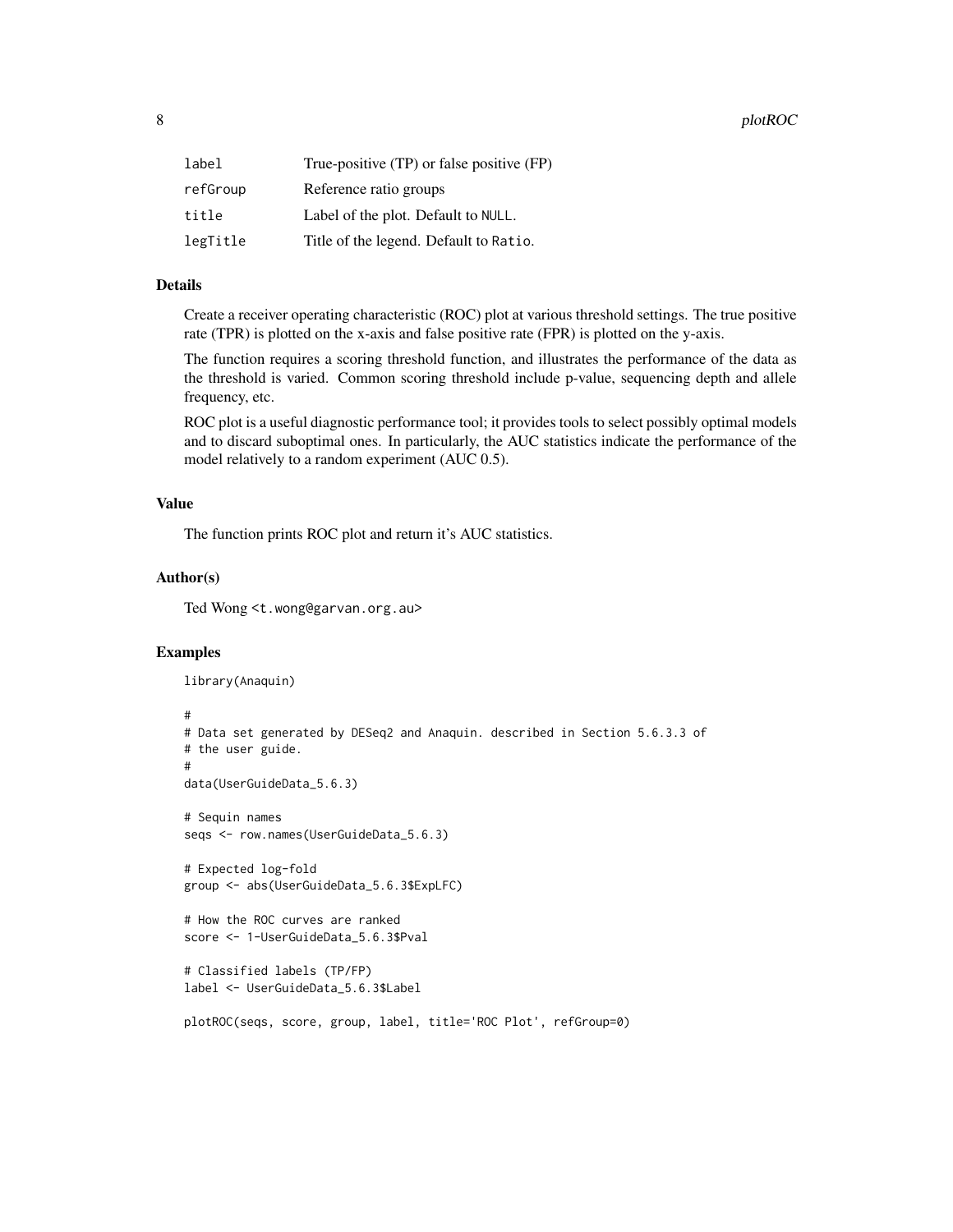| | |
|---|---|
| `label` | True-positive (TP) or false positive (FP) |
| `refGroup` | Reference ratio groups |
| `title` | Label of the plot. Default to `NULL`. |
| `legTitle` | Title of the legend. Default to `Ratio`. |

### Details

Create a receiver operating characteristic (ROC) plot at various threshold settings. The true positive rate (TPR) is plotted on the x-axis and false positive rate (FPR) is plotted on the y-axis.

The function requires a scoring threshold function, and illustrates the performance of the data as the threshold is varied. Common scoring threshold include p-value, sequencing depth and allele frequency, etc.

ROC plot is a useful diagnostic performance tool; it provides tools to select possibly optimal models and to discard suboptimal ones. In particularly, the AUC statistics indicate the performance of the model relatively to a random experiment (AUC 0.5).

### Value

The function prints ROC plot and return it's AUC statistics.

### Author(s)

Ted Wong <t.wong@garvan.org.au>

### Examples

```
library(Anaquin)

#
# Data set generated by DESeq2 and Anaquin. described in Section 5.6.3.3 of
# the user guide.
#
data(UserGuideData_5.6.3)

# Sequin names
seqs <- row.names(UserGuideData_5.6.3)

# Expected log-fold
group <- abs(UserGuideData_5.6.3$ExpLFC)

# How the ROC curves are ranked
score <- 1-UserGuideData_5.6.3$Pval

# Classified labels (TP/FP)
label <- UserGuideData_5.6.3$Label

plotROC(seqs, score, group, label, title='ROC Plot', refGroup=0)
```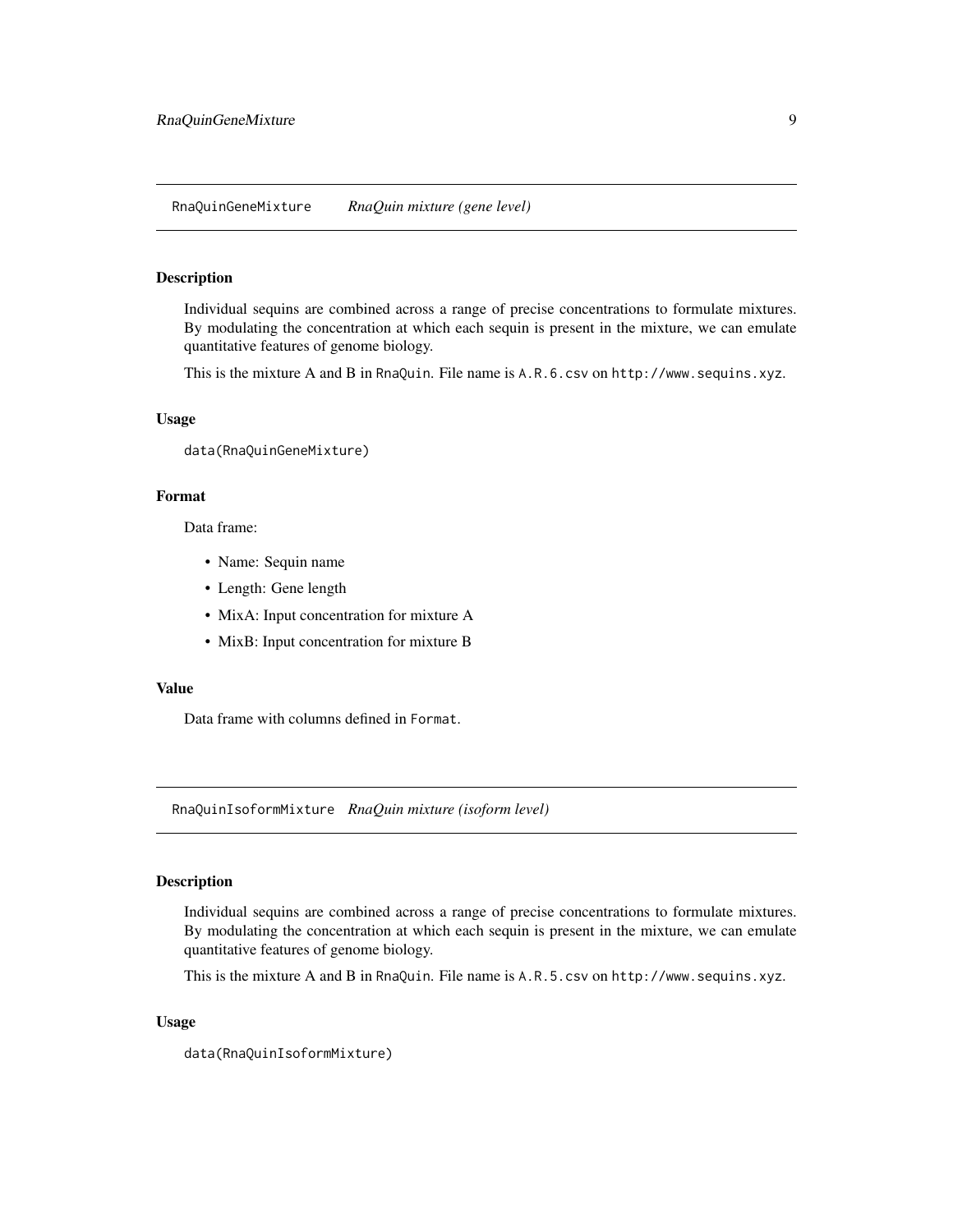## RnaQuinGeneMixture *RnaQuin mixture (gene level)*

### Description

Individual sequins are combined across a range of precise concentrations to formulate mixtures. By modulating the concentration at which each sequin is present in the mixture, we can emulate quantitative features of genome biology.

This is the mixture A and B in `RnaQuin`. File name is `A.R.6.csv` on `http://www.sequins.xyz`.

### Usage

```
data(RnaQuinGeneMixture)
```

### Format

Data frame:

- Name: Sequin name
- Length: Gene length
- MixA: Input concentration for mixture A
- MixB: Input concentration for mixture B

### Value

Data frame with columns defined in `Format`.

## RnaQuinIsoformMixture *RnaQuin mixture (isoform level)*

### Description

Individual sequins are combined across a range of precise concentrations to formulate mixtures. By modulating the concentration at which each sequin is present in the mixture, we can emulate quantitative features of genome biology.

This is the mixture A and B in `RnaQuin`. File name is `A.R.5.csv` on `http://www.sequins.xyz`.

### Usage

```
data(RnaQuinIsoformMixture)
```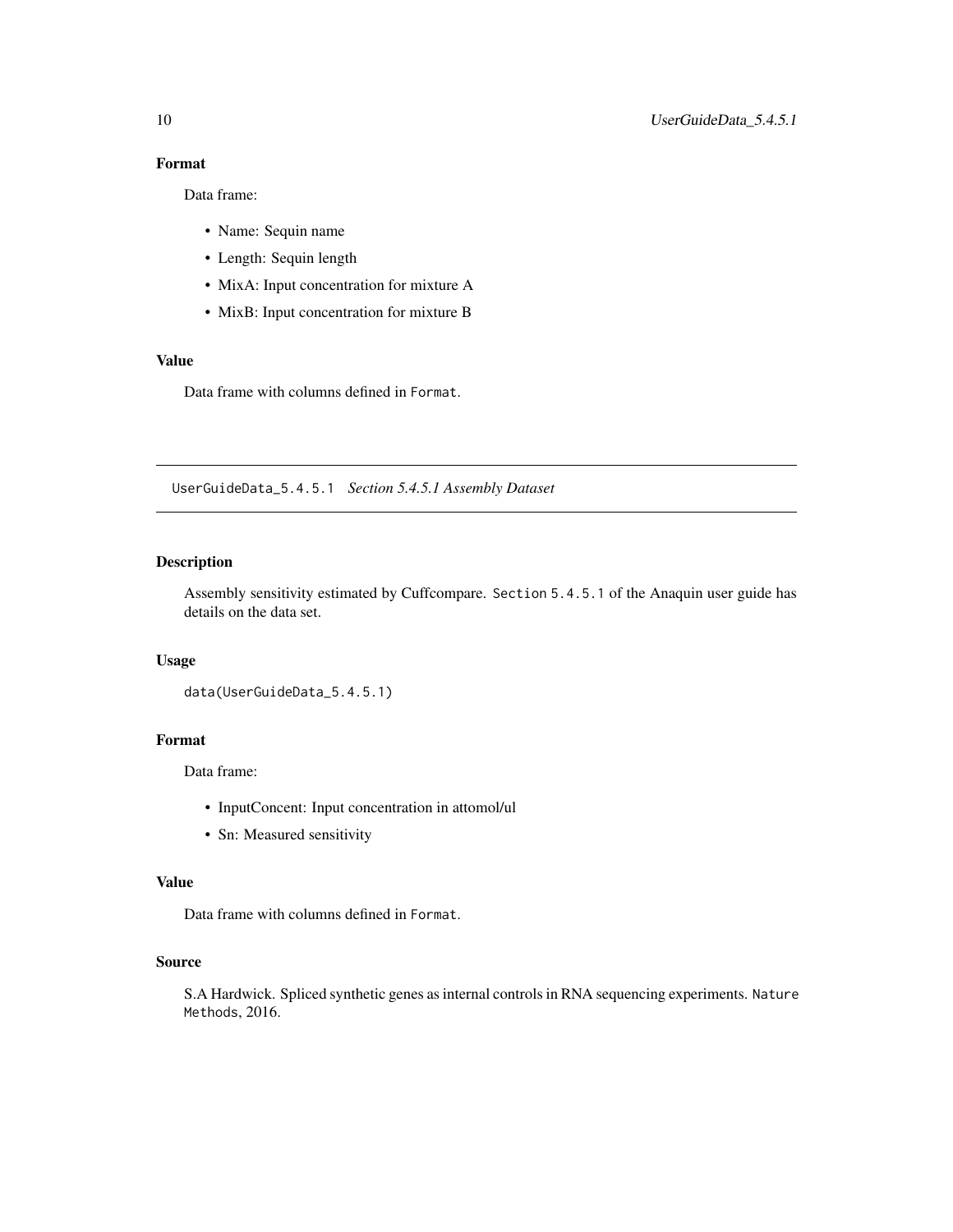### Format

Data frame:

- Name: Sequin name
- Length: Sequin length
- MixA: Input concentration for mixture A
- MixB: Input concentration for mixture B

### Value

Data frame with columns defined in `Format`.

---

## UserGuideData_5.4.5.1 *Section 5.4.5.1 Assembly Dataset*

---

### Description

Assembly sensitivity estimated by Cuffcompare. `Section 5.4.5.1` of the Anaquin user guide has details on the data set.

### Usage

```
data(UserGuideData_5.4.5.1)
```

### Format

Data frame:

- InputConcent: Input concentration in attomol/ul
- Sn: Measured sensitivity

### Value

Data frame with columns defined in `Format`.

### Source

S.A Hardwick. Spliced synthetic genes as internal controls in RNA sequencing experiments. `Nature Methods`, 2016.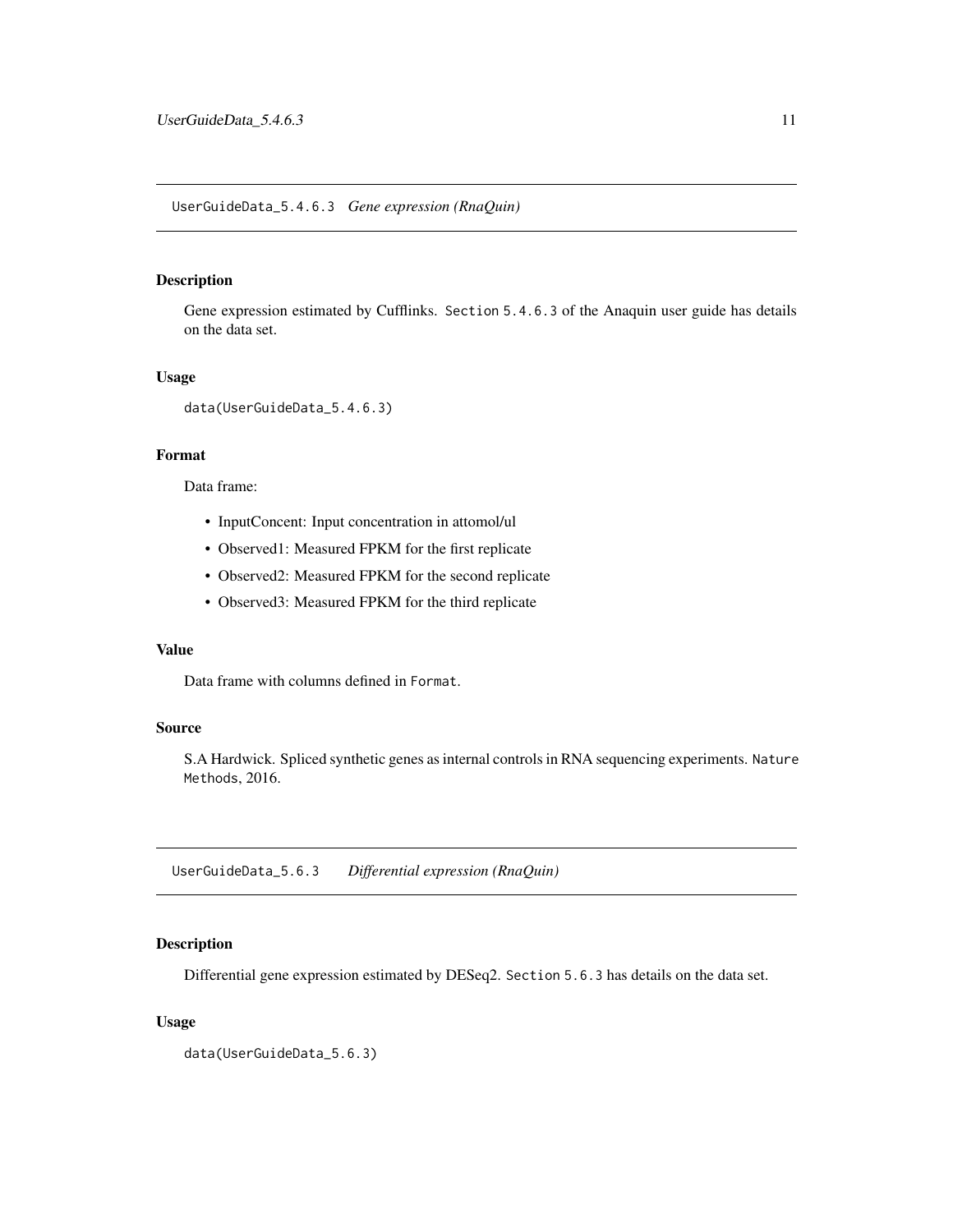## UserGuideData_5.4.6.3 *Gene expression (RnaQuin)*

### Description

Gene expression estimated by Cufflinks. `Section 5.4.6.3` of the Anaquin user guide has details on the data set.

### Usage

```
data(UserGuideData_5.4.6.3)
```

### Format

Data frame:

- InputConcent: Input concentration in attomol/ul
- Observed1: Measured FPKM for the first replicate
- Observed2: Measured FPKM for the second replicate
- Observed3: Measured FPKM for the third replicate

### Value

Data frame with columns defined in `Format`.

### Source

S.A Hardwick. Spliced synthetic genes as internal controls in RNA sequencing experiments. `Nature Methods`, 2016.

## UserGuideData_5.6.3 *Differential expression (RnaQuin)*

### Description

Differential gene expression estimated by DESeq2. `Section 5.6.3` has details on the data set.

### Usage

```
data(UserGuideData_5.6.3)
```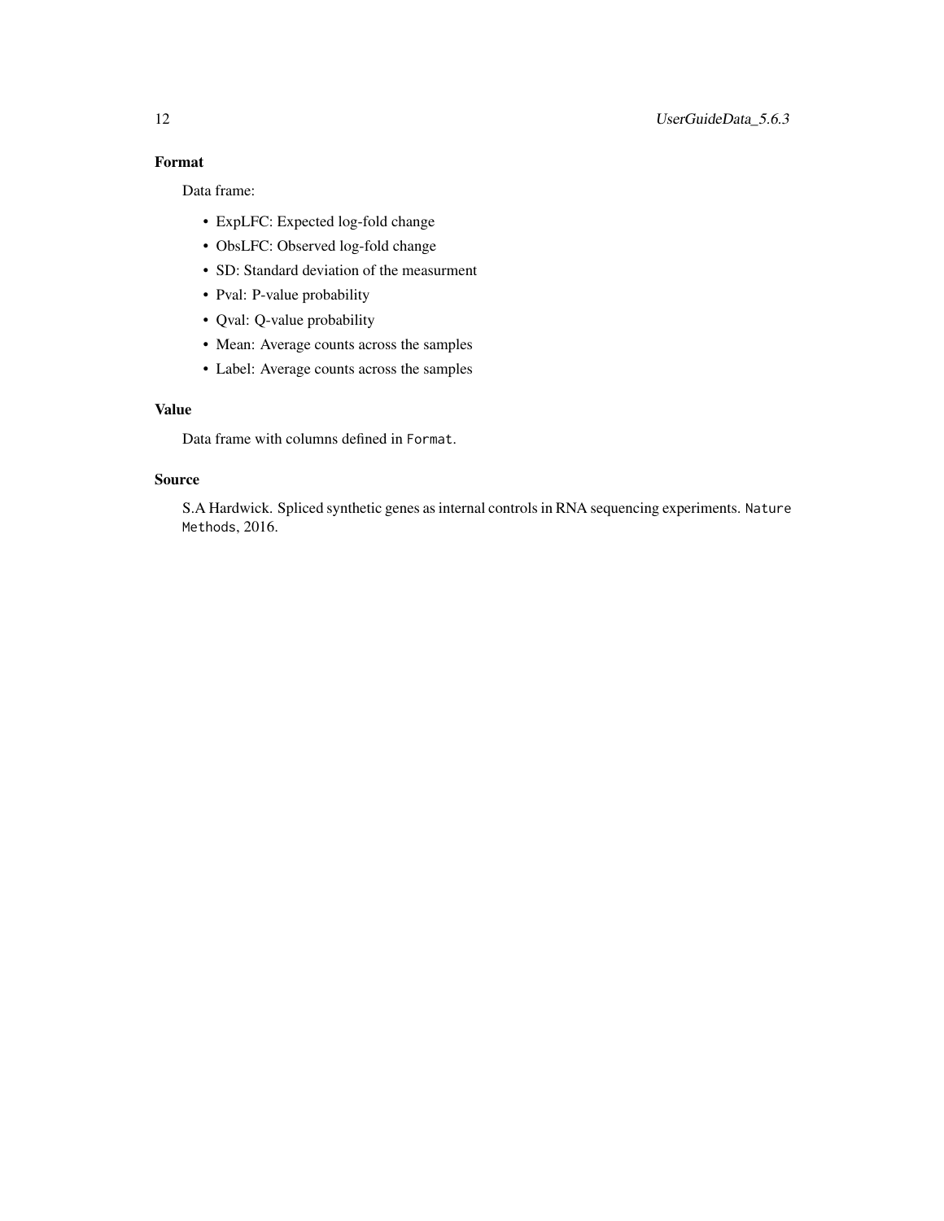## Format

Data frame:

- ExpLFC: Expected log-fold change
- ObsLFC: Observed log-fold change
- SD: Standard deviation of the measurment
- Pval: P-value probability
- Qval: Q-value probability
- Mean: Average counts across the samples
- Label: Average counts across the samples

## Value

Data frame with columns defined in `Format`.

## Source

S.A Hardwick. Spliced synthetic genes as internal controls in RNA sequencing experiments. `Nature Methods`, 2016.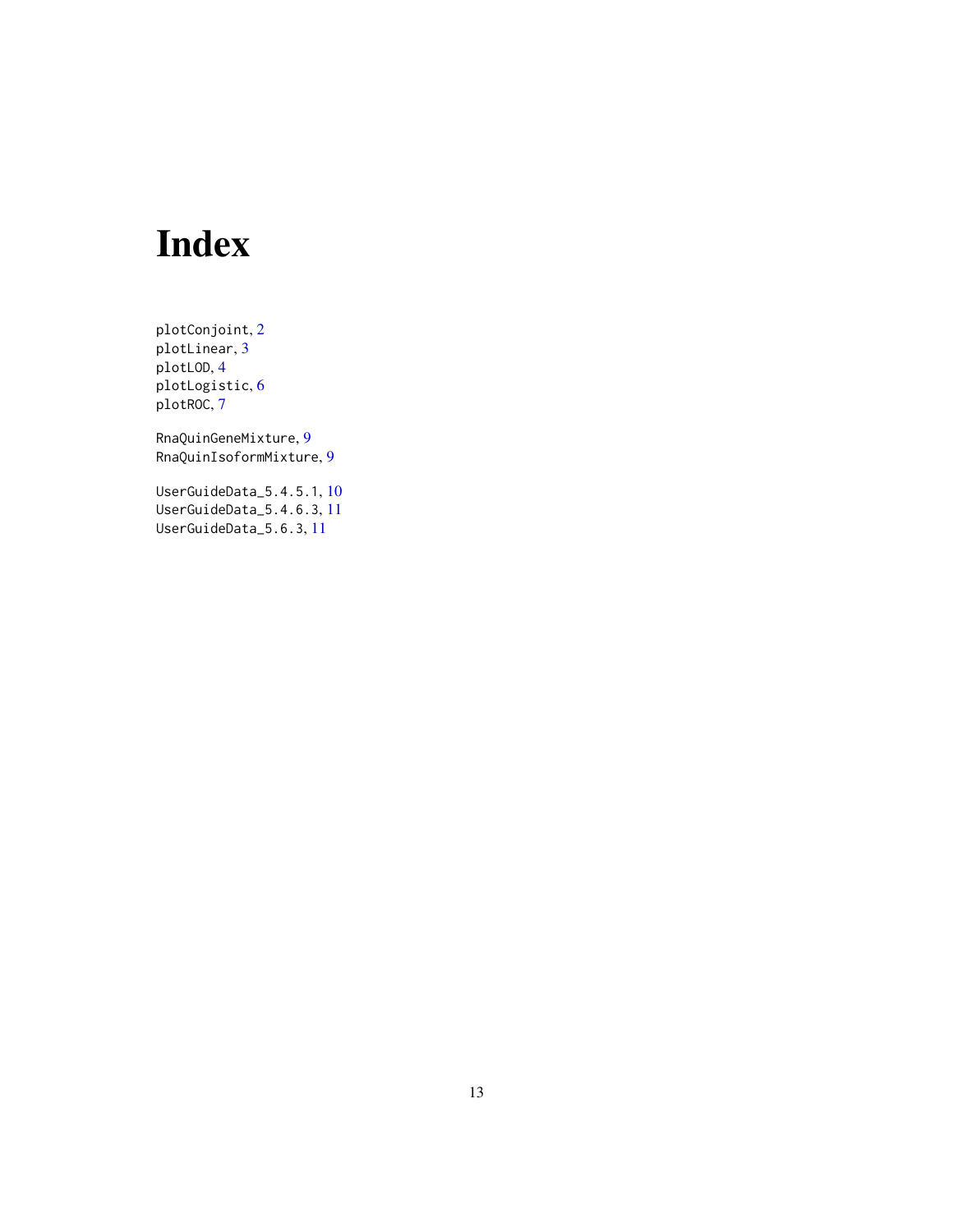# Index

plotConjoint, 2
plotLinear, 3
plotLOD, 4
plotLogistic, 6
plotROC, 7

RnaQuinGeneMixture, 9
RnaQuinIsoformMixture, 9

UserGuideData_5.4.5.1, 10
UserGuideData_5.4.6.3, 11
UserGuideData_5.6.3, 11